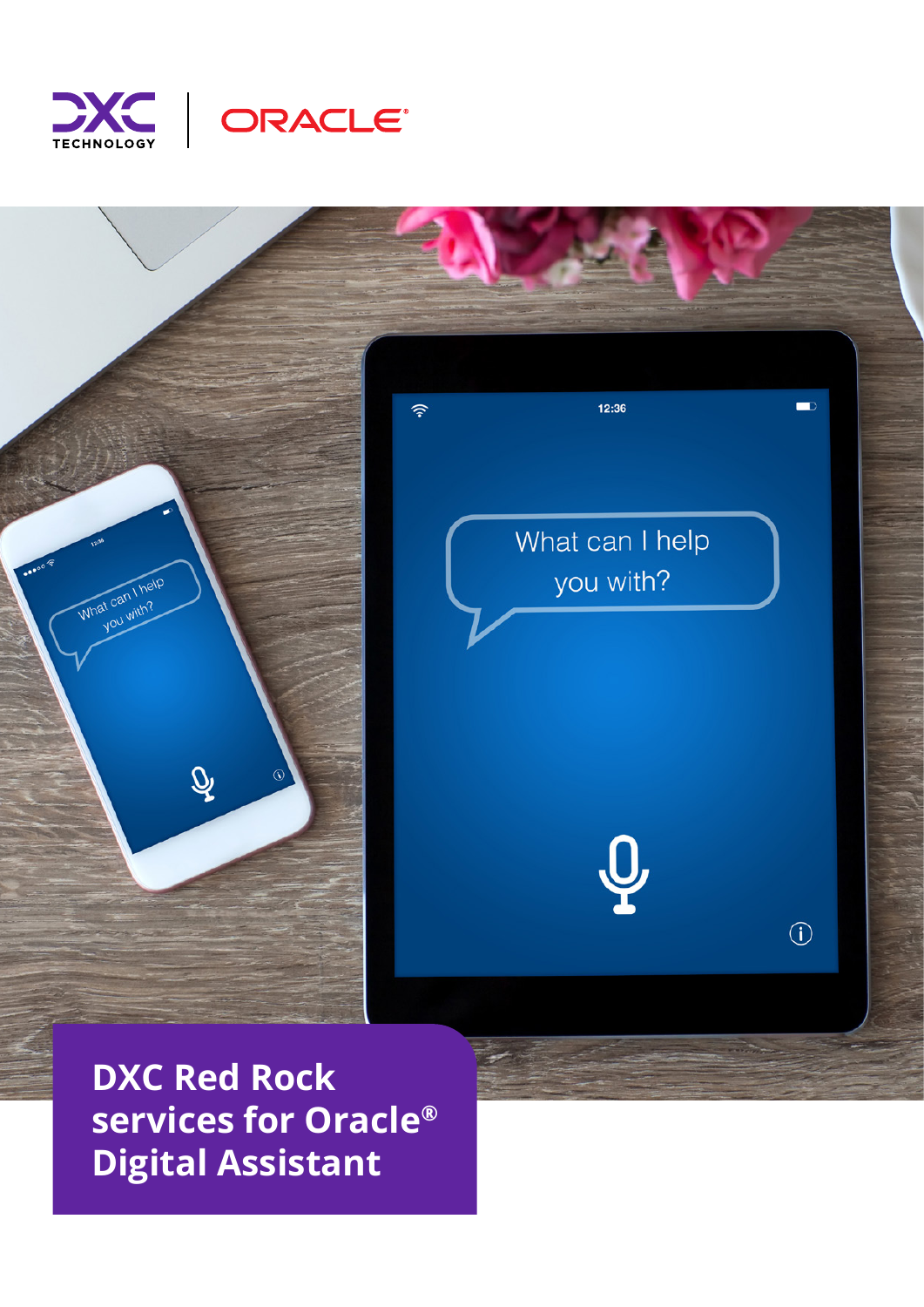# DXC Red Rock services for Oracle® Digital Assistant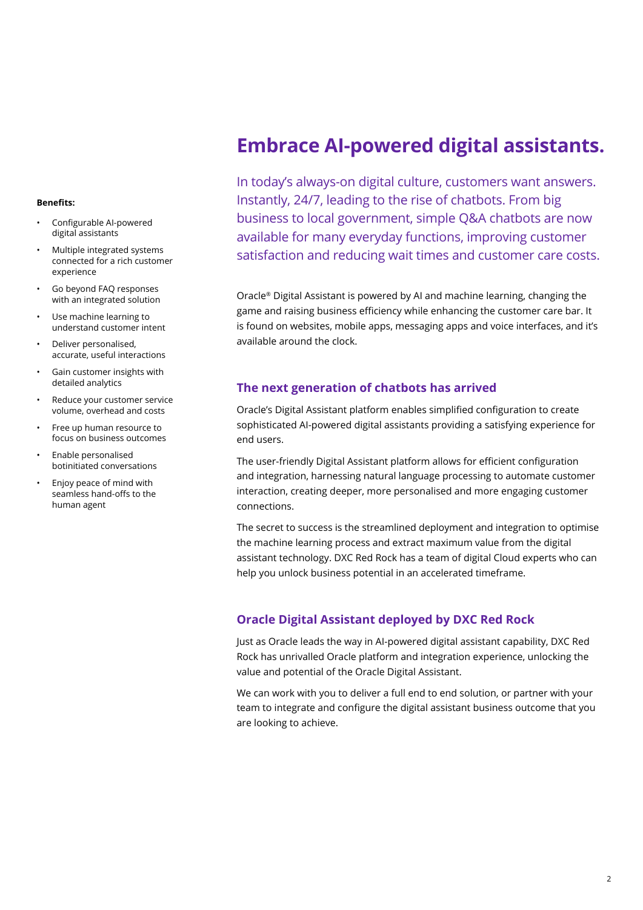# Embrace AI-powered digital assistants.

In today's always-on digital culture, customers want answers. Instantly, 24/7, leading to the rise of chatbots. From big business to local government, simple Q&A chatbots are now available for many everyday functions, improving customer satisfaction and reducing wait times and customer care costs.

Oracle® Digital Assistant is powered by AI and machine learning, changing the game and raising business efficiency while enhancing the customer care bar. It is found on websites, mobile apps, messaging apps and voice interfaces, and it's available around the clock.

**Benefits:**

- Configurable AI-powered digital assistants
- Multiple integrated systems connected for a rich customer experience
- Go beyond FAQ responses with an integrated solution
- Use machine learning to understand customer intent
- Deliver personalised, accurate, useful interactions
- Gain customer insights with detailed analytics
- Reduce your customer service volume, overhead and costs
- Free up human resource to focus on business outcomes
- Enable personalised botinitiated conversations
- Enjoy peace of mind with seamless hand-offs to the human agent

## The next generation of chatbots has arrived

Oracle's Digital Assistant platform enables simplified configuration to create sophisticated AI-powered digital assistants providing a satisfying experience for end users.

The user-friendly Digital Assistant platform allows for efficient configuration and integration, harnessing natural language processing to automate customer interaction, creating deeper, more personalised and more engaging customer connections.

The secret to success is the streamlined deployment and integration to optimise the machine learning process and extract maximum value from the digital assistant technology. DXC Red Rock has a team of digital Cloud experts who can help you unlock business potential in an accelerated timeframe.

## Oracle Digital Assistant deployed by DXC Red Rock

Just as Oracle leads the way in AI-powered digital assistant capability, DXC Red Rock has unrivalled Oracle platform and integration experience, unlocking the value and potential of the Oracle Digital Assistant.

We can work with you to deliver a full end to end solution, or partner with your team to integrate and configure the digital assistant business outcome that you are looking to achieve.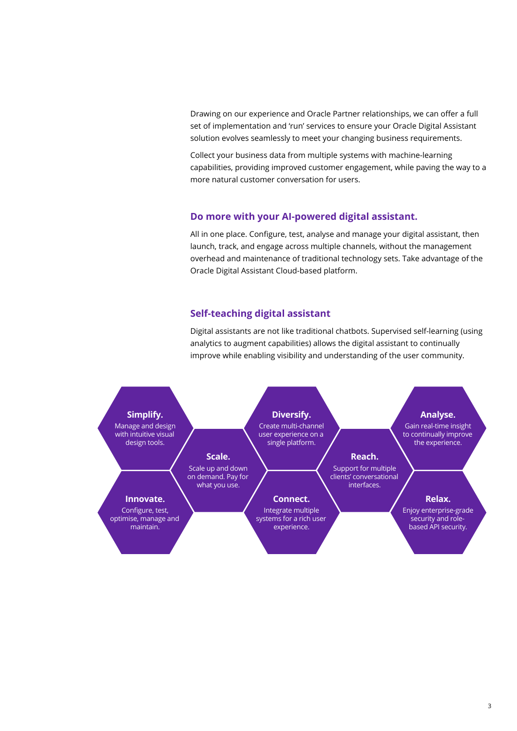Drawing on our experience and Oracle Partner relationships, we can offer a full set of implementation and 'run' services to ensure your Oracle Digital Assistant solution evolves seamlessly to meet your changing business requirements.

Collect your business data from multiple systems with machine-learning capabilities, providing improved customer engagement, while paving the way to a more natural customer conversation for users.

## Do more with your AI-powered digital assistant.

All in one place. Configure, test, analyse and manage your digital assistant, then launch, track, and engage across multiple channels, without the management overhead and maintenance of traditional technology sets. Take advantage of the Oracle Digital Assistant Cloud-based platform.

## Self-teaching digital assistant

Digital assistants are not like traditional chatbots. Supervised self-learning (using analytics to augment capabilities) allows the digital assistant to continually improve while enabling visibility and understanding of the user community.

**Simplify.**
Manage and design with intuitive visual design tools.

**Innovate.**
Configure, test, optimise, manage and maintain.

**Scale.**
Scale up and down on demand. Pay for what you use.

**Diversify.**
Create multi-channel user experience on a single platform.

**Connect.**
Integrate multiple systems for a rich user experience.

**Reach.**
Support for multiple clients' conversational interfaces.

**Analyse.**
Gain real-time insight to continually improve the experience.

**Relax.**
Enjoy enterprise-grade security and role-based API security.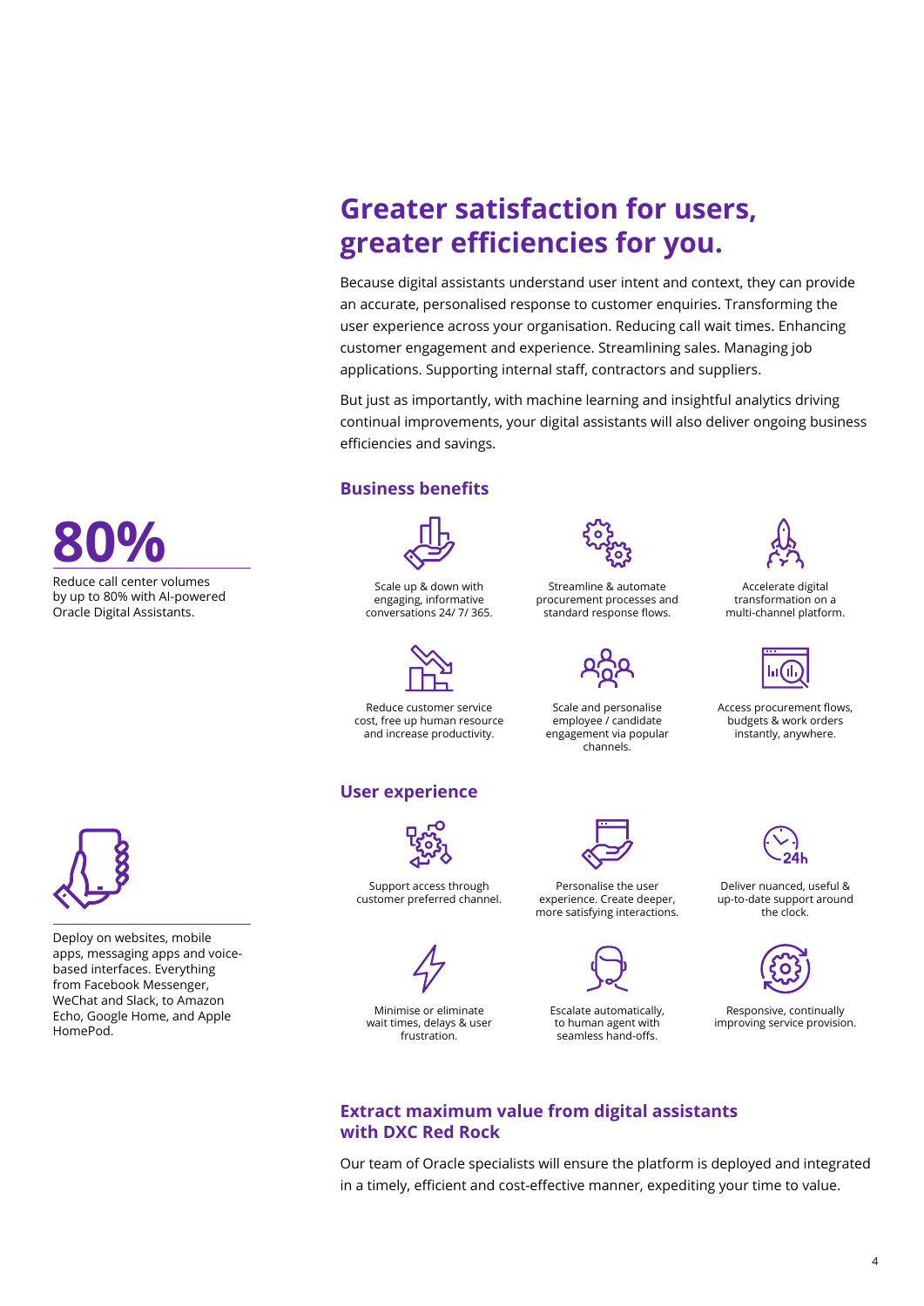## Greater satisfaction for users, greater efficiencies for you.

Because digital assistants understand user intent and context, they can provide an accurate, personalised response to customer enquiries. Transforming the user experience across your organisation. Reducing call wait times. Enhancing customer engagement and experience. Streamlining sales. Managing job applications. Supporting internal staff, contractors and suppliers.

But just as importantly, with machine learning and insightful analytics driving continual improvements, your digital assistants will also deliver ongoing business efficiencies and savings.

**80%**

Reduce call center volumes by up to 80% with AI-powered Oracle Digital Assistants.

### Business benefits

- Scale up & down with engaging, informative conversations 24/ 7/ 365.
- Streamline & automate procurement processes and standard response flows.
- Accelerate digital transformation on a multi-channel platform.
- Reduce customer service cost, free up human resource and increase productivity.
- Scale and personalise employee / candidate engagement via popular channels.
- Access procurement flows, budgets & work orders instantly, anywhere.

Deploy on websites, mobile apps, messaging apps and voice-based interfaces. Everything from Facebook Messenger, WeChat and Slack, to Amazon Echo, Google Home, and Apple HomePod.

### User experience

- Support access through customer preferred channel.
- Personalise the user experience. Create deeper, more satisfying interactions.
- Deliver nuanced, useful & up-to-date support around the clock.
- Minimise or eliminate wait times, delays & user frustration.
- Escalate automatically, to human agent with seamless hand-offs.
- Responsive, continually improving service provision.

### Extract maximum value from digital assistants with DXC Red Rock

Our team of Oracle specialists will ensure the platform is deployed and integrated in a timely, efficient and cost-effective manner, expediting your time to value.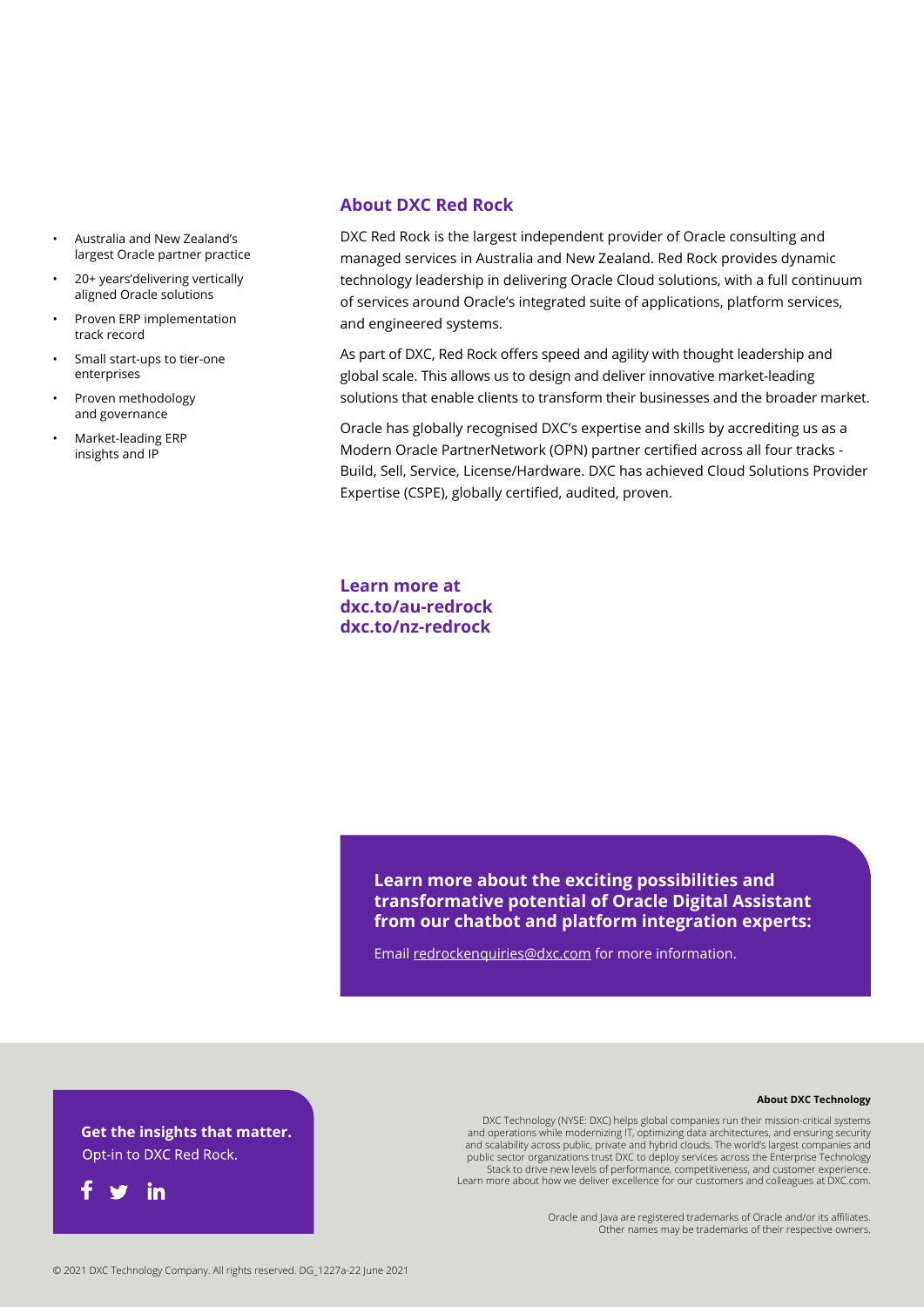- Australia and New Zealand's largest Oracle partner practice
- 20+ years'delivering vertically aligned Oracle solutions
- Proven ERP implementation track record
- Small start-ups to tier-one enterprises
- Proven methodology and governance
- Market-leading ERP insights and IP

## About DXC Red Rock

DXC Red Rock is the largest independent provider of Oracle consulting and managed services in Australia and New Zealand. Red Rock provides dynamic technology leadership in delivering Oracle Cloud solutions, with a full continuum of services around Oracle's integrated suite of applications, platform services, and engineered systems.

As part of DXC, Red Rock offers speed and agility with thought leadership and global scale. This allows us to design and deliver innovative market-leading solutions that enable clients to transform their businesses and the broader market.

Oracle has globally recognised DXC's expertise and skills by accrediting us as a Modern Oracle PartnerNetwork (OPN) partner certified across all four tracks - Build, Sell, Service, License/Hardware. DXC has achieved Cloud Solutions Provider Expertise (CSPE), globally certified, audited, proven.

**Learn more at**
**dxc.to/au-redrock**
**dxc.to/nz-redrock**

**Learn more about the exciting possibilities and transformative potential of Oracle Digital Assistant from our chatbot and platform integration experts:**

Email redrockenquiries@dxc.com for more information.

**Get the insights that matter.**
Opt-in to DXC Red Rock.

**About DXC Technology**

DXC Technology (NYSE: DXC) helps global companies run their mission-critical systems and operations while modernizing IT, optimizing data architectures, and ensuring security and scalability across public, private and hybrid clouds. The world's largest companies and public sector organizations trust DXC to deploy services across the Enterprise Technology Stack to drive new levels of performance, competitiveness, and customer experience. Learn more about how we deliver excellence for our customers and colleagues at DXC.com.

Oracle and Java are registered trademarks of Oracle and/or its affiliates.
Other names may be trademarks of their respective owners.

© 2021 DXC Technology Company. All rights reserved. DG_1227a-22 June 2021